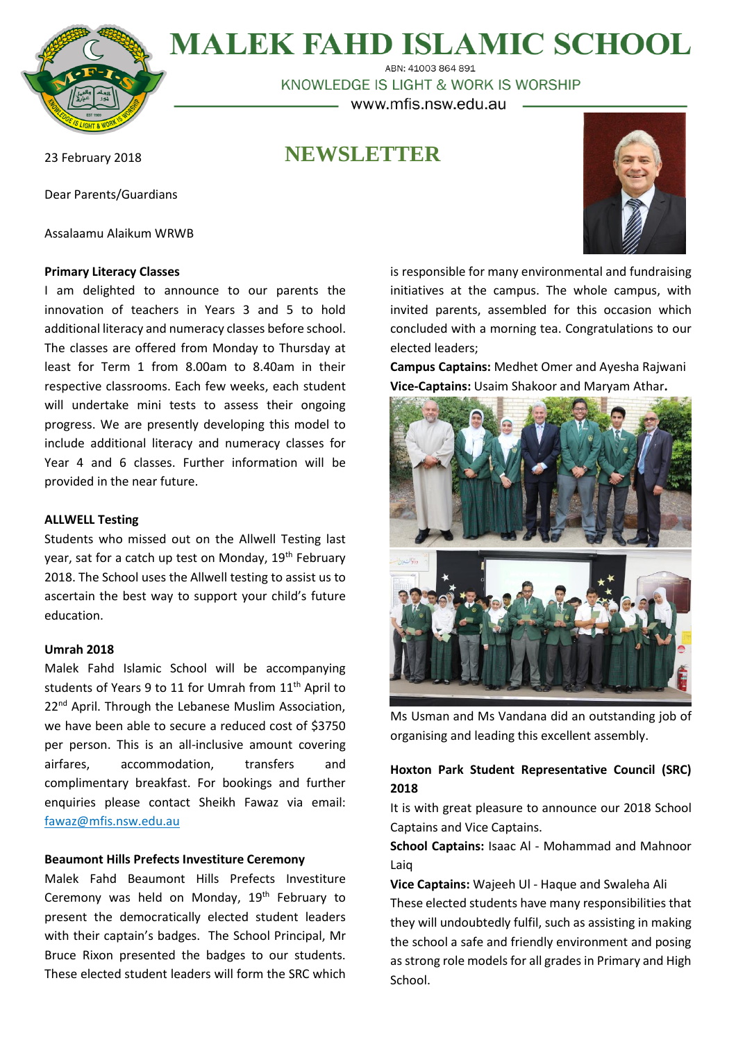# MALEK FAHD ISLAMIC SCHOOL

ABN: 41003 864 891

KNOWLEDGE IS LIGHT & WORK IS WORSHIP

www.mfis.nsw.edu.au

23 February 2018

## NEWSLETTER

Dear Parents/Guardians

Assalaamu Alaikum WRWB

**Primary Literacy Classes**

I am delighted to announce to our parents the innovation of teachers in Years 3 and 5 to hold additional literacy and numeracy classes before school. The classes are offered from Monday to Thursday at least for Term 1 from 8.00am to 8.40am in their respective classrooms. Each few weeks, each student will undertake mini tests to assess their ongoing progress. We are presently developing this model to include additional literacy and numeracy classes for Year 4 and 6 classes. Further information will be provided in the near future.

**ALLWELL Testing**

Students who missed out on the Allwell Testing last year, sat for a catch up test on Monday, 19th February 2018. The School uses the Allwell testing to assist us to ascertain the best way to support your child's future education.

**Umrah 2018**

Malek Fahd Islamic School will be accompanying students of Years 9 to 11 for Umrah from 11th April to 22nd April. Through the Lebanese Muslim Association, we have been able to secure a reduced cost of $3750 per person. This is an all-inclusive amount covering airfares, accommodation, transfers and complimentary breakfast. For bookings and further enquiries please contact Sheikh Fawaz via email: fawaz@mfis.nsw.edu.au

**Beaumont Hills Prefects Investiture Ceremony**

Malek Fahd Beaumont Hills Prefects Investiture Ceremony was held on Monday, 19th February to present the democratically elected student leaders with their captain's badges. The School Principal, Mr Bruce Rixon presented the badges to our students. These elected student leaders will form the SRC which is responsible for many environmental and fundraising initiatives at the campus. The whole campus, with invited parents, assembled for this occasion which concluded with a morning tea. Congratulations to our elected leaders;

**Campus Captains:** Medhet Omer and Ayesha Rajwani

**Vice-Captains:** Usaim Shakoor and Maryam Athar**.**

Ms Usman and Ms Vandana did an outstanding job of organising and leading this excellent assembly.

**Hoxton Park Student Representative Council (SRC) 2018**

It is with great pleasure to announce our 2018 School Captains and Vice Captains.

**School Captains:** Isaac Al - Mohammad and Mahnoor Laiq

**Vice Captains:** Wajeeh Ul - Haque and Swaleha Ali

These elected students have many responsibilities that they will undoubtedly fulfil, such as assisting in making the school a safe and friendly environment and posing as strong role models for all grades in Primary and High School.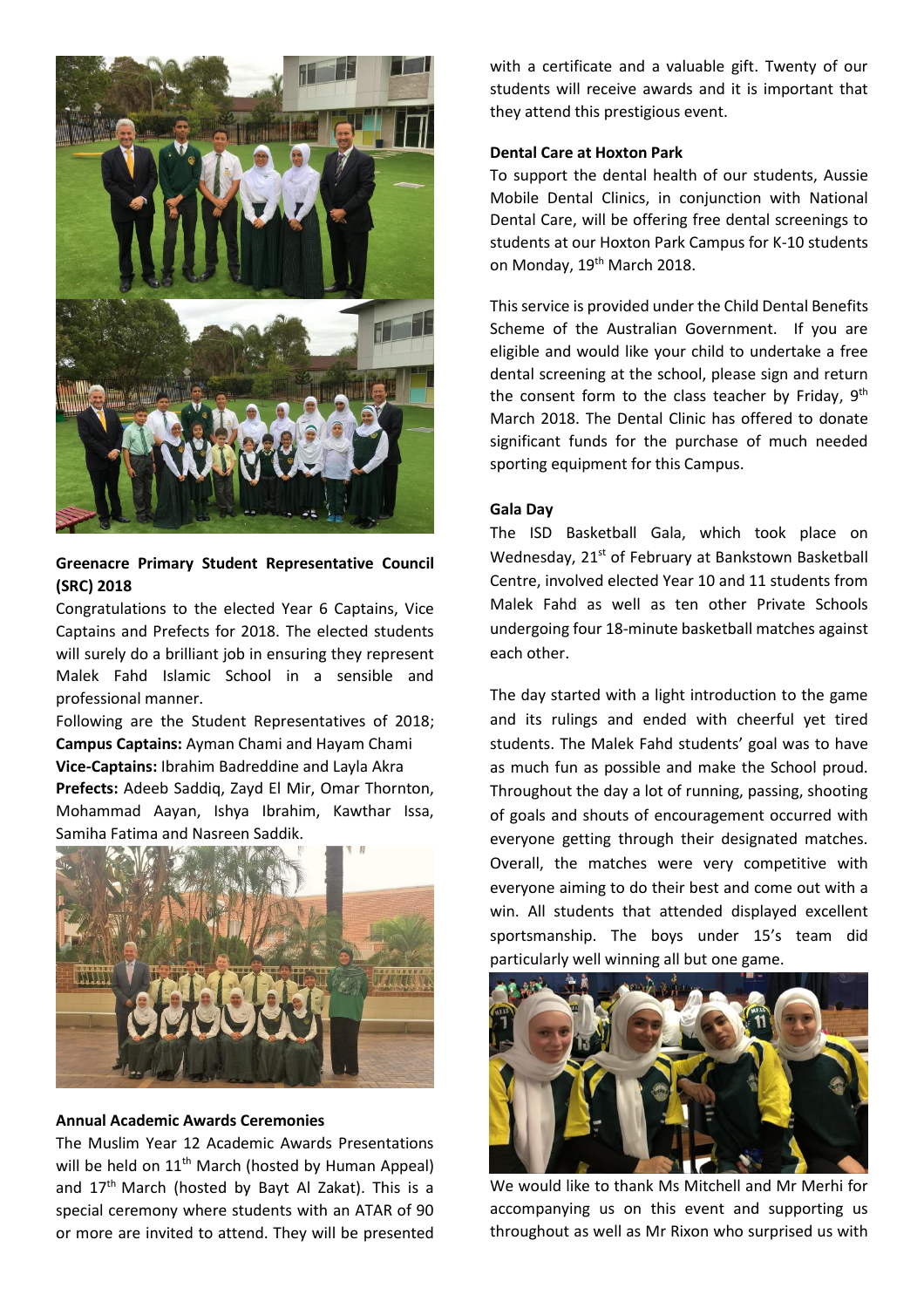**Greenacre Primary Student Representative Council (SRC) 2018**

Congratulations to the elected Year 6 Captains, Vice Captains and Prefects for 2018. The elected students will surely do a brilliant job in ensuring they represent Malek Fahd Islamic School in a sensible and professional manner.

Following are the Student Representatives of 2018;

**Campus Captains:** Ayman Chami and Hayam Chami

**Vice-Captains:** Ibrahim Badreddine and Layla Akra

**Prefects:** Adeeb Saddiq, Zayd El Mir, Omar Thornton, Mohammad Aayan, Ishya Ibrahim, Kawthar Issa, Samiha Fatima and Nasreen Saddik.

**Annual Academic Awards Ceremonies**

The Muslim Year 12 Academic Awards Presentations will be held on 11th March (hosted by Human Appeal) and 17th March (hosted by Bayt Al Zakat). This is a special ceremony where students with an ATAR of 90 or more are invited to attend. They will be presented with a certificate and a valuable gift. Twenty of our students will receive awards and it is important that they attend this prestigious event.

**Dental Care at Hoxton Park**

To support the dental health of our students, Aussie Mobile Dental Clinics, in conjunction with National Dental Care, will be offering free dental screenings to students at our Hoxton Park Campus for K-10 students on Monday, 19th March 2018.

This service is provided under the Child Dental Benefits Scheme of the Australian Government. If you are eligible and would like your child to undertake a free dental screening at the school, please sign and return the consent form to the class teacher by Friday, 9th March 2018. The Dental Clinic has offered to donate significant funds for the purchase of much needed sporting equipment for this Campus.

**Gala Day**

The ISD Basketball Gala, which took place on Wednesday, 21st of February at Bankstown Basketball Centre, involved elected Year 10 and 11 students from Malek Fahd as well as ten other Private Schools undergoing four 18-minute basketball matches against each other.

The day started with a light introduction to the game and its rulings and ended with cheerful yet tired students. The Malek Fahd students' goal was to have as much fun as possible and make the School proud. Throughout the day a lot of running, passing, shooting of goals and shouts of encouragement occurred with everyone getting through their designated matches. Overall, the matches were very competitive with everyone aiming to do their best and come out with a win. All students that attended displayed excellent sportsmanship. The boys under 15's team did particularly well winning all but one game.

We would like to thank Ms Mitchell and Mr Merhi for accompanying us on this event and supporting us throughout as well as Mr Rixon who surprised us with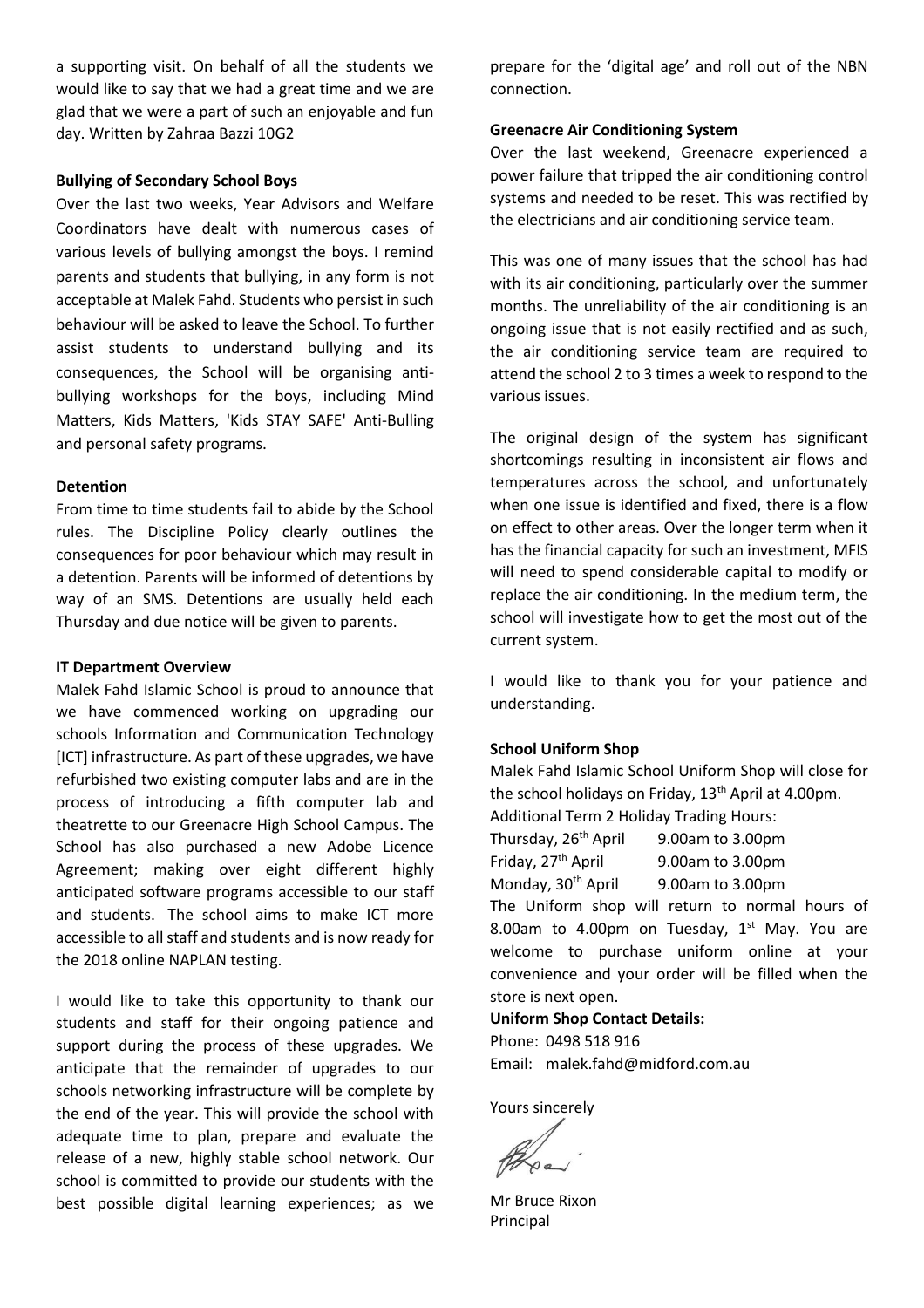a supporting visit. On behalf of all the students we would like to say that we had a great time and we are glad that we were a part of such an enjoyable and fun day. Written by Zahraa Bazzi 10G2

**Bullying of Secondary School Boys**

Over the last two weeks, Year Advisors and Welfare Coordinators have dealt with numerous cases of various levels of bullying amongst the boys. I remind parents and students that bullying, in any form is not acceptable at Malek Fahd. Students who persist in such behaviour will be asked to leave the School. To further assist students to understand bullying and its consequences, the School will be organising anti-bullying workshops for the boys, including Mind Matters, Kids Matters, 'Kids STAY SAFE' Anti-Bulling and personal safety programs.

**Detention**

From time to time students fail to abide by the School rules. The Discipline Policy clearly outlines the consequences for poor behaviour which may result in a detention. Parents will be informed of detentions by way of an SMS. Detentions are usually held each Thursday and due notice will be given to parents.

**IT Department Overview**

Malek Fahd Islamic School is proud to announce that we have commenced working on upgrading our schools Information and Communication Technology [ICT] infrastructure. As part of these upgrades, we have refurbished two existing computer labs and are in the process of introducing a fifth computer lab and theatrette to our Greenacre High School Campus. The School has also purchased a new Adobe Licence Agreement; making over eight different highly anticipated software programs accessible to our staff and students. The school aims to make ICT more accessible to all staff and students and is now ready for the 2018 online NAPLAN testing.

I would like to take this opportunity to thank our students and staff for their ongoing patience and support during the process of these upgrades. We anticipate that the remainder of upgrades to our schools networking infrastructure will be complete by the end of the year. This will provide the school with adequate time to plan, prepare and evaluate the release of a new, highly stable school network. Our school is committed to provide our students with the best possible digital learning experiences; as we prepare for the 'digital age' and roll out of the NBN connection.

**Greenacre Air Conditioning System**

Over the last weekend, Greenacre experienced a power failure that tripped the air conditioning control systems and needed to be reset. This was rectified by the electricians and air conditioning service team.

This was one of many issues that the school has had with its air conditioning, particularly over the summer months. The unreliability of the air conditioning is an ongoing issue that is not easily rectified and as such, the air conditioning service team are required to attend the school 2 to 3 times a week to respond to the various issues.

The original design of the system has significant shortcomings resulting in inconsistent air flows and temperatures across the school, and unfortunately when one issue is identified and fixed, there is a flow on effect to other areas. Over the longer term when it has the financial capacity for such an investment, MFIS will need to spend considerable capital to modify or replace the air conditioning. In the medium term, the school will investigate how to get the most out of the current system.

I would like to thank you for your patience and understanding.

**School Uniform Shop**

Malek Fahd Islamic School Uniform Shop will close for the school holidays on Friday, 13th April at 4.00pm.

Additional Term 2 Holiday Trading Hours:

| | |
|---|---|
| Thursday, 26th April | 9.00am to 3.00pm |
| Friday, 27th April | 9.00am to 3.00pm |
| Monday, 30th April | 9.00am to 3.00pm |

The Uniform shop will return to normal hours of 8.00am to 4.00pm on Tuesday, 1st May. You are welcome to purchase uniform online at your convenience and your order will be filled when the store is next open.

**Uniform Shop Contact Details:**

Phone: 0498 518 916

Email: malek.fahd@midford.com.au

Yours sincerely

Mr Bruce Rixon
Principal